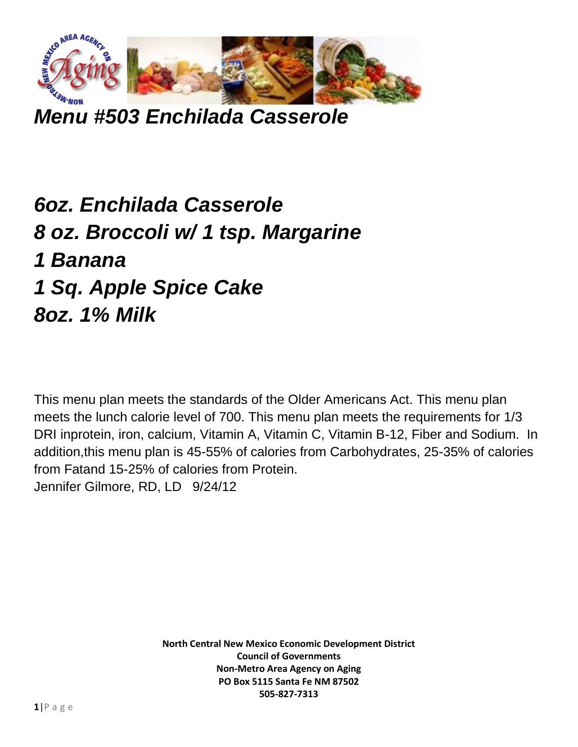# *Menu #503 Enchilada Casserole*

***6oz. Enchilada Casserole***
***8 oz. Broccoli w/ 1 tsp. Margarine***
***1 Banana***
***1 Sq. Apple Spice Cake***
***8oz. 1% Milk***

This menu plan meets the standards of the Older Americans Act. This menu plan meets the lunch calorie level of 700. This menu plan meets the requirements for 1/3 DRI inprotein, iron, calcium, Vitamin A, Vitamin C, Vitamin B-12, Fiber and Sodium. In addition,this menu plan is 45-55% of calories from Carbohydrates, 25-35% of calories from Fatand 15-25% of calories from Protein.
Jennifer Gilmore, RD, LD 9/24/12

**North Central New Mexico Economic Development District**
**Council of Governments**
**Non-Metro Area Agency on Aging**
**PO Box 5115 Santa Fe NM 87502**
**505-827-7313**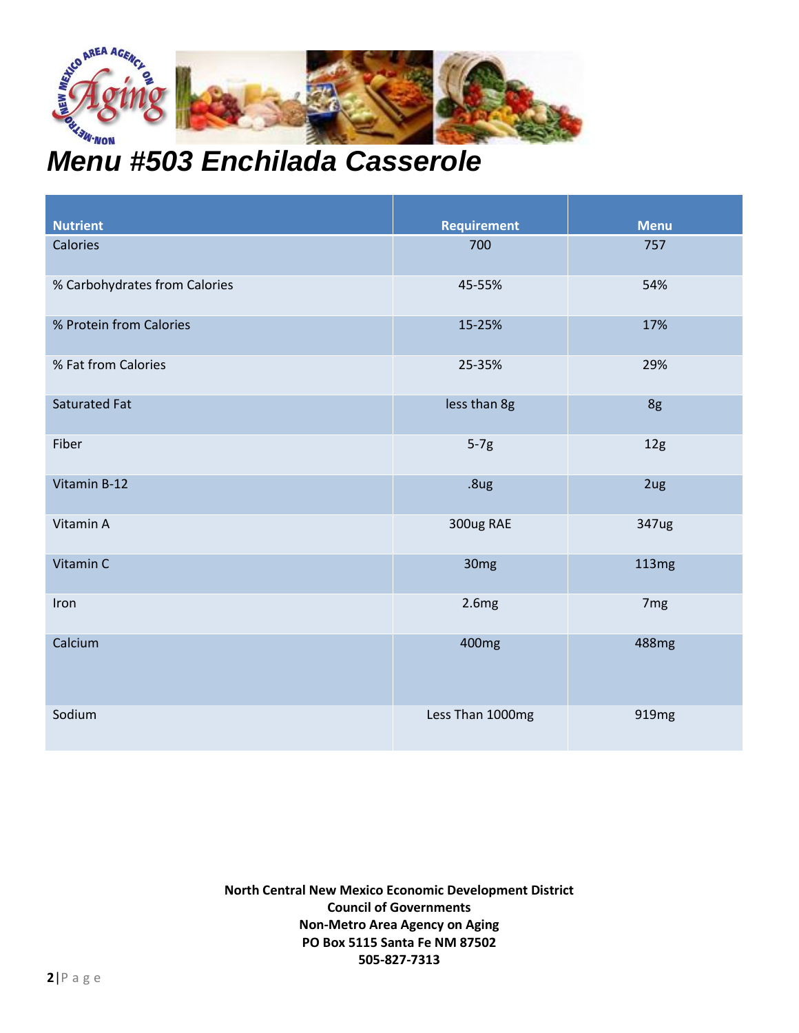# Menu #503 Enchilada Casserole

| Nutrient | Requirement | Menu |
|---|---|---|
| Calories | 700 | 757 |
| % Carbohydrates from Calories | 45-55% | 54% |
| % Protein from Calories | 15-25% | 17% |
| % Fat from Calories | 25-35% | 29% |
| Saturated Fat | less than 8g | 8g |
| Fiber | 5-7g | 12g |
| Vitamin B-12 | .8ug | 2ug |
| Vitamin A | 300ug RAE | 347ug |
| Vitamin C | 30mg | 113mg |
| Iron | 2.6mg | 7mg |
| Calcium | 400mg | 488mg |
| Sodium | Less Than 1000mg | 919mg |

**North Central New Mexico Economic Development District**
**Council of Governments**
**Non-Metro Area Agency on Aging**
**PO Box 5115 Santa Fe NM 87502**
**505-827-7313**